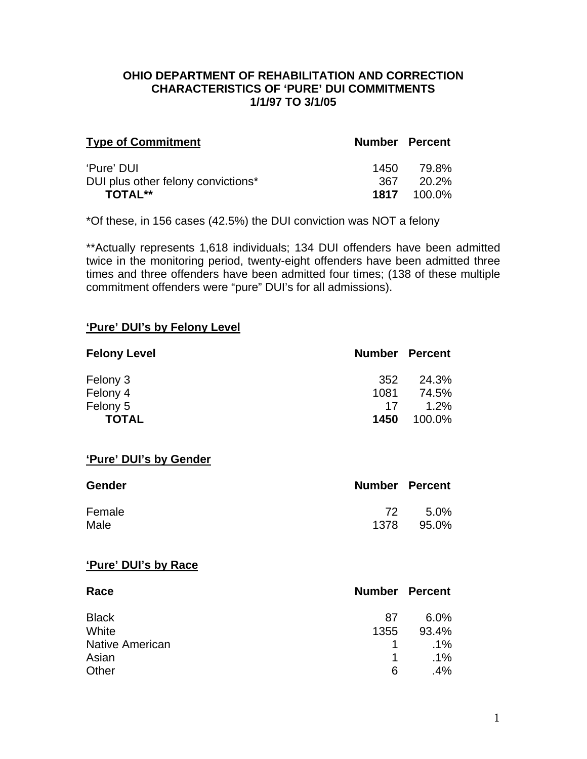**OHIO DEPARTMENT OF REHABILITATION AND CORRECTION**
**CHARACTERISTICS OF 'PURE' DUI COMMITMENTS**
**1/1/97 TO 3/1/05**

| Type of Commitment | Number | Percent |
|---|---|---|
| 'Pure' DUI | 1450 | 79.8% |
| DUI plus other felony convictions* | 367 | 20.2% |
| **TOTAL**** | **1817** | 100.0% |

*Of these, in 156 cases (42.5%) the DUI conviction was NOT a felony

**Actually represents 1,618 individuals; 134 DUI offenders have been admitted twice in the monitoring period, twenty-eight offenders have been admitted three times and three offenders have been admitted four times; (138 of these multiple commitment offenders were "pure" DUI's for all admissions).

## 'Pure' DUI's by Felony Level

| Felony Level | Number | Percent |
|---|---|---|
| Felony 3 | 352 | 24.3% |
| Felony 4 | 1081 | 74.5% |
| Felony 5 | 17 | 1.2% |
| **TOTAL** | **1450** | 100.0% |

## 'Pure' DUI's by Gender

| Gender | Number | Percent |
|---|---|---|
| Female | 72 | 5.0% |
| Male | 1378 | 95.0% |

## 'Pure' DUI's by Race

| Race | Number | Percent |
|---|---|---|
| Black | 87 | 6.0% |
| White | 1355 | 93.4% |
| Native American | 1 | .1% |
| Asian | 1 | .1% |
| Other | 6 | .4% |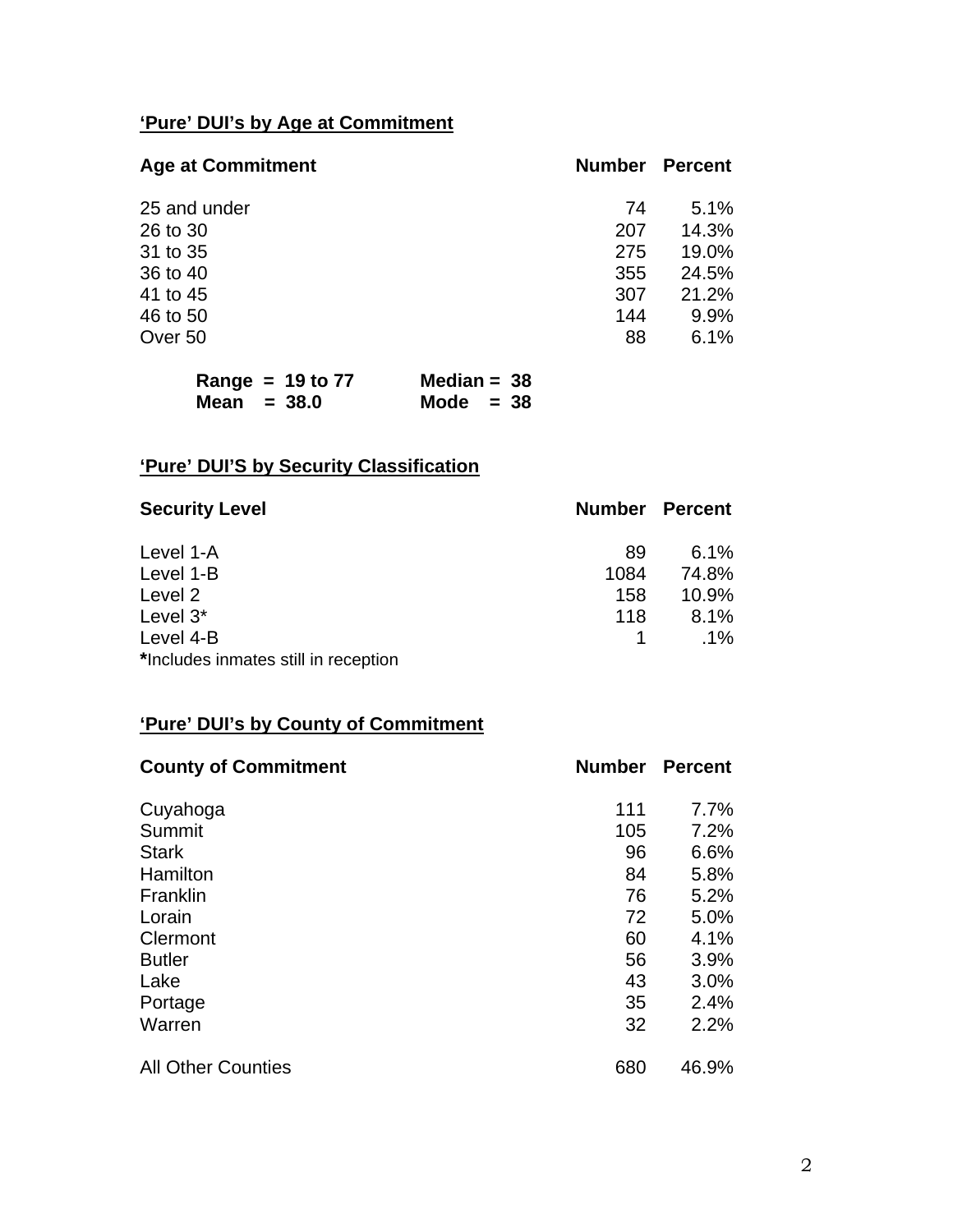## 'Pure' DUI's by Age at Commitment

| Age at Commitment | Number | Percent |
|---|---|---|
| 25 and under | 74 | 5.1% |
| 26 to 30 | 207 | 14.3% |
| 31 to 35 | 275 | 19.0% |
| 36 to 40 | 355 | 24.5% |
| 41 to 45 | 307 | 21.2% |
| 46 to 50 | 144 | 9.9% |
| Over 50 | 88 | 6.1% |

**Range = 19 to 77** **Median = 38**
**Mean = 38.0** **Mode = 38**

## 'Pure' DUI'S by Security Classification

| Security Level | Number | Percent |
|---|---|---|
| Level 1-A | 89 | 6.1% |
| Level 1-B | 1084 | 74.8% |
| Level 2 | 158 | 10.9% |
| Level 3* | 118 | 8.1% |
| Level 4-B | 1 | .1% |

**\***Includes inmates still in reception

## 'Pure' DUI's by County of Commitment

| County of Commitment | Number | Percent |
|---|---|---|
| Cuyahoga | 111 | 7.7% |
| Summit | 105 | 7.2% |
| Stark | 96 | 6.6% |
| Hamilton | 84 | 5.8% |
| Franklin | 76 | 5.2% |
| Lorain | 72 | 5.0% |
| Clermont | 60 | 4.1% |
| Butler | 56 | 3.9% |
| Lake | 43 | 3.0% |
| Portage | 35 | 2.4% |
| Warren | 32 | 2.2% |
| All Other Counties | 680 | 46.9% |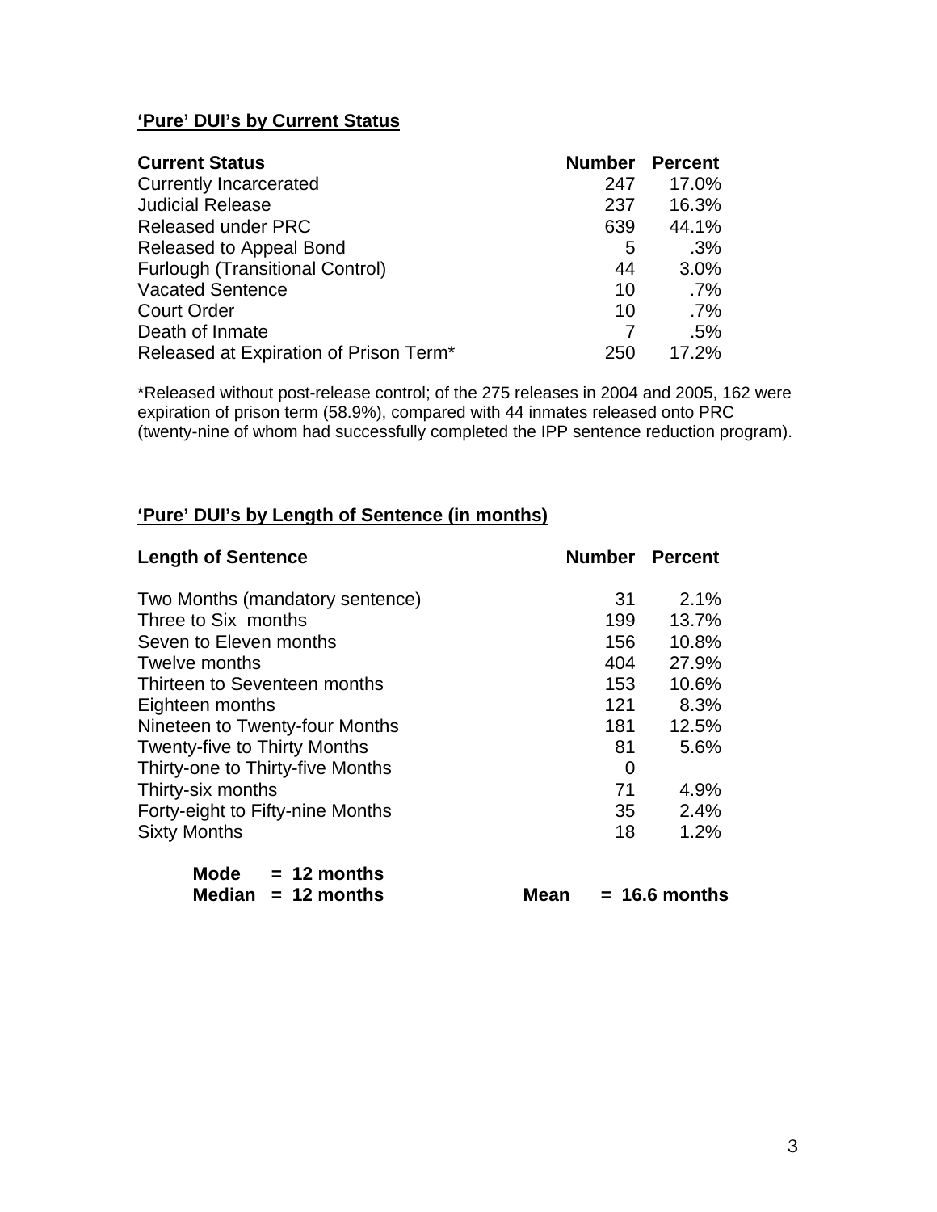## 'Pure' DUI's by Current Status

| Current Status | Number | Percent |
|---|---|---|
| Currently Incarcerated | 247 | 17.0% |
| Judicial Release | 237 | 16.3% |
| Released under PRC | 639 | 44.1% |
| Released to Appeal Bond | 5 | .3% |
| Furlough (Transitional Control) | 44 | 3.0% |
| Vacated Sentence | 10 | .7% |
| Court Order | 10 | .7% |
| Death of Inmate | 7 | .5% |
| Released at Expiration of Prison Term* | 250 | 17.2% |

*Released without post-release control; of the 275 releases in 2004 and 2005, 162 were expiration of prison term (58.9%), compared with 44 inmates released onto PRC (twenty-nine of whom had successfully completed the IPP sentence reduction program).

## 'Pure' DUI's by Length of Sentence (in months)

| Length of Sentence | Number | Percent |
|---|---|---|
| Two Months (mandatory sentence) | 31 | 2.1% |
| Three to Six months | 199 | 13.7% |
| Seven to Eleven months | 156 | 10.8% |
| Twelve months | 404 | 27.9% |
| Thirteen to Seventeen months | 153 | 10.6% |
| Eighteen months | 121 | 8.3% |
| Nineteen to Twenty-four Months | 181 | 12.5% |
| Twenty-five to Thirty Months | 81 | 5.6% |
| Thirty-one to Thirty-five Months | 0 | |
| Thirty-six months | 71 | 4.9% |
| Forty-eight to Fifty-nine Months | 35 | 2.4% |
| Sixty Months | 18 | 1.2% |

**Mode = 12 months**
**Median = 12 months** **Mean = 16.6 months**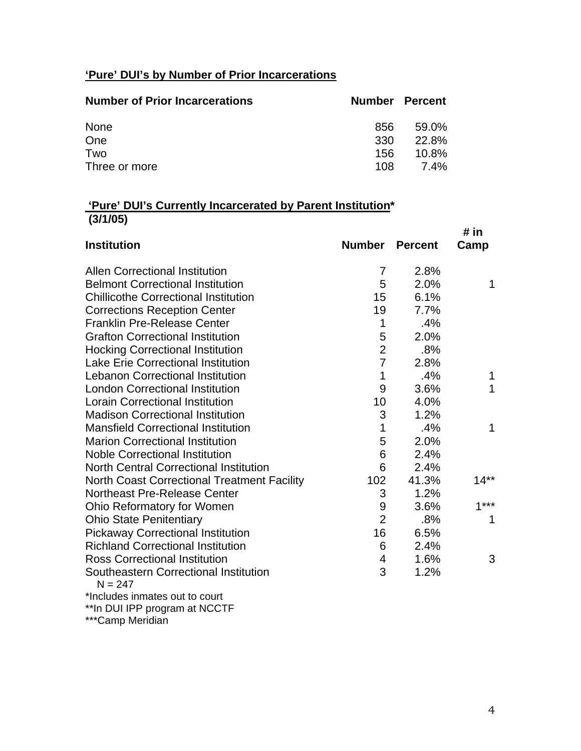**'Pure' DUI's by Number of Prior Incarcerations**

| Number of Prior Incarcerations | Number | Percent |
|---|---|---|
| None | 856 | 59.0% |
| One | 330 | 22.8% |
| Two | 156 | 10.8% |
| Three or more | 108 | 7.4% |

**'Pure' DUI's Currently Incarcerated by Parent Institution***
**(3/1/05)**

| Institution | Number | Percent | # in Camp |
|---|---|---|---|
| Allen Correctional Institution | 7 | 2.8% | |
| Belmont Correctional Institution | 5 | 2.0% | 1 |
| Chillicothe Correctional Institution | 15 | 6.1% | |
| Corrections Reception Center | 19 | 7.7% | |
| Franklin Pre-Release Center | 1 | .4% | |
| Grafton Correctional Institution | 5 | 2.0% | |
| Hocking Correctional Institution | 2 | .8% | |
| Lake Erie Correctional Institution | 7 | 2.8% | |
| Lebanon Correctional Institution | 1 | .4% | 1 |
| London Correctional Institution | 9 | 3.6% | 1 |
| Lorain Correctional Institution | 10 | 4.0% | |
| Madison Correctional Institution | 3 | 1.2% | |
| Mansfield Correctional Institution | 1 | .4% | 1 |
| Marion Correctional Institution | 5 | 2.0% | |
| Noble Correctional Institution | 6 | 2.4% | |
| North Central Correctional Institution | 6 | 2.4% | |
| North Coast Correctional Treatment Facility | 102 | 41.3% | 14** |
| Northeast Pre-Release Center | 3 | 1.2% | |
| Ohio Reformatory for Women | 9 | 3.6% | 1*** |
| Ohio State Penitentiary | 2 | .8% | 1 |
| Pickaway Correctional Institution | 16 | 6.5% | |
| Richland Correctional Institution | 6 | 2.4% | |
| Ross Correctional Institution | 4 | 1.6% | 3 |
| Southeastern Correctional Institution | 3 | 1.2% | |

N = 247

*Includes inmates out to court
**In DUI IPP program at NCCTF
***Camp Meridian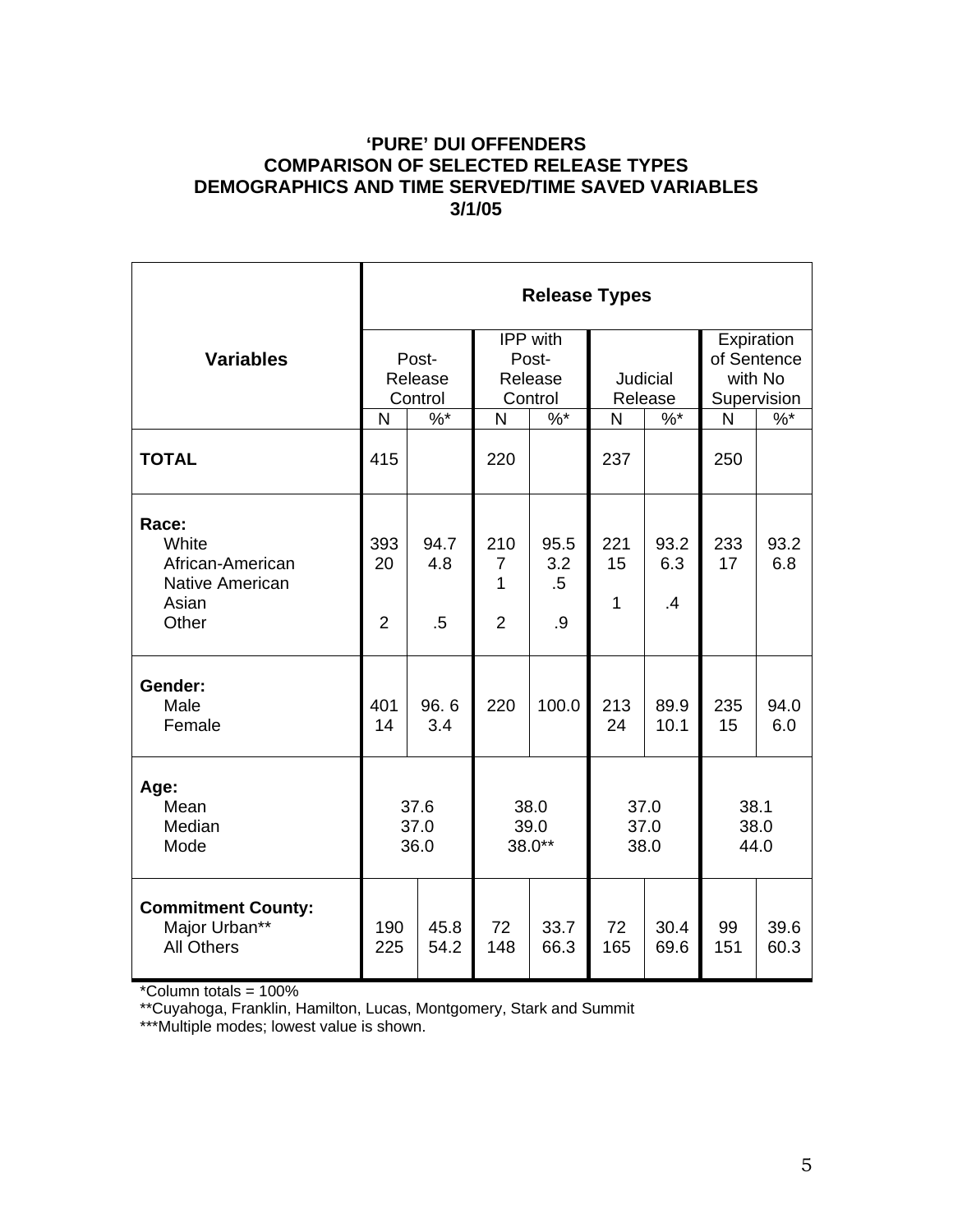**'PURE' DUI OFFENDERS**
**COMPARISON OF SELECTED RELEASE TYPES**
**DEMOGRAPHICS AND TIME SERVED/TIME SAVED VARIABLES**
**3/1/05**

| Variables | Release Types | | | | | | | |
|---|---|---|---|---|---|---|---|---|
| | Post-Release Control | | IPP with Post-Release Control | | Judicial Release | | Expiration of Sentence with No Supervision | |
| | N | %* | N | %* | N | %* | N | %* |
| **TOTAL** | 415 | | 220 | | 237 | | 250 | |
| **Race:** | | | | | | | | |
| White | 393 | 94.7 | 210 | 95.5 | 221 | 93.2 | 233 | 93.2 |
| African-American | 20 | 4.8 | 7 | 3.2 | 15 | 6.3 | 17 | 6.8 |
| Native American | | | 1 | .5 | | | | |
| Asian | | | | | 1 | .4 | | |
| Other | 2 | .5 | 2 | .9 | | | | |
| **Gender:** | | | | | | | | |
| Male | 401 | 96. 6 | 220 | 100.0 | 213 | 89.9 | 235 | 94.0 |
| Female | 14 | 3.4 | | | 24 | 10.1 | 15 | 6.0 |
| **Age:** | | | | | | | | |
| Mean | 37.6 | | 38.0 | | 37.0 | | 38.1 | |
| Median | 37.0 | | 39.0 | | 37.0 | | 38.0 | |
| Mode | 36.0 | | 38.0** | | 38.0 | | 44.0 | |
| **Commitment County:** | | | | | | | | |
| Major Urban** | 190 | 45.8 | 72 | 33.7 | 72 | 30.4 | 99 | 39.6 |
| All Others | 225 | 54.2 | 148 | 66.3 | 165 | 69.6 | 151 | 60.3 |

*Column totals = 100%

**Cuyahoga, Franklin, Hamilton, Lucas, Montgomery, Stark and Summit

***Multiple modes; lowest value is shown.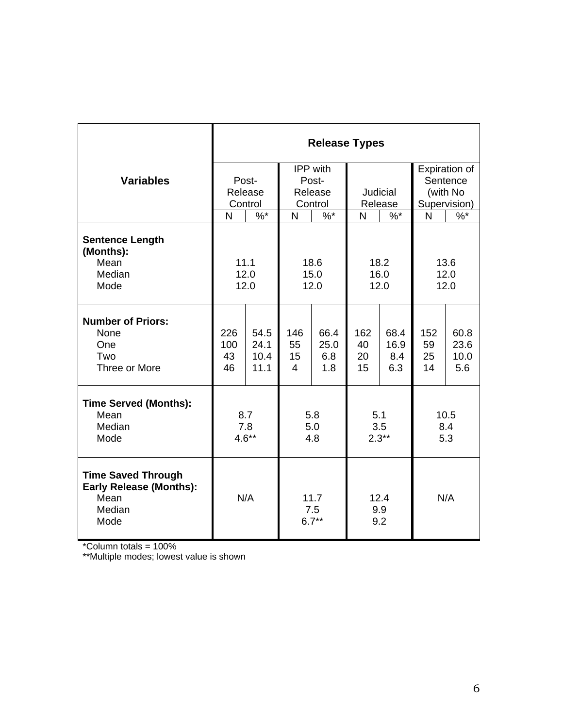| Variables | Release Types | | | | | | | |
|---|---|---|---|---|---|---|---|---|
| | Post-Release Control | | IPP with Post-Release Control | | Judicial Release | | Expiration of Sentence (with No Supervision) | |
| | N | %* | N | %* | N | %* | N | %* |
| **Sentence Length (Months):** | | | | | | | | |
| Mean | 11.1 | | 18.6 | | 18.2 | | 13.6 | |
| Median | 12.0 | | 15.0 | | 16.0 | | 12.0 | |
| Mode | 12.0 | | 12.0 | | 12.0 | | 12.0 | |
| **Number of Priors:** | | | | | | | | |
| None | 226 | 54.5 | 146 | 66.4 | 162 | 68.4 | 152 | 60.8 |
| One | 100 | 24.1 | 55 | 25.0 | 40 | 16.9 | 59 | 23.6 |
| Two | 43 | 10.4 | 15 | 6.8 | 20 | 8.4 | 25 | 10.0 |
| Three or More | 46 | 11.1 | 4 | 1.8 | 15 | 6.3 | 14 | 5.6 |
| **Time Served (Months):** | | | | | | | | |
| Mean | 8.7 | | 5.8 | | 5.1 | | 10.5 | |
| Median | 7.8 | | 5.0 | | 3.5 | | 8.4 | |
| Mode | 4.6** | | 4.8 | | 2.3** | | 5.3 | |
| **Time Saved Through Early Release (Months):** | | | | | | | | |
| Mean | N/A | | 11.7 | | 12.4 | | N/A | |
| Median | | | 7.5 | | 9.9 | | | |
| Mode | | | 6.7** | | 9.2 | | | |

*Column totals = 100%

**Multiple modes; lowest value is shown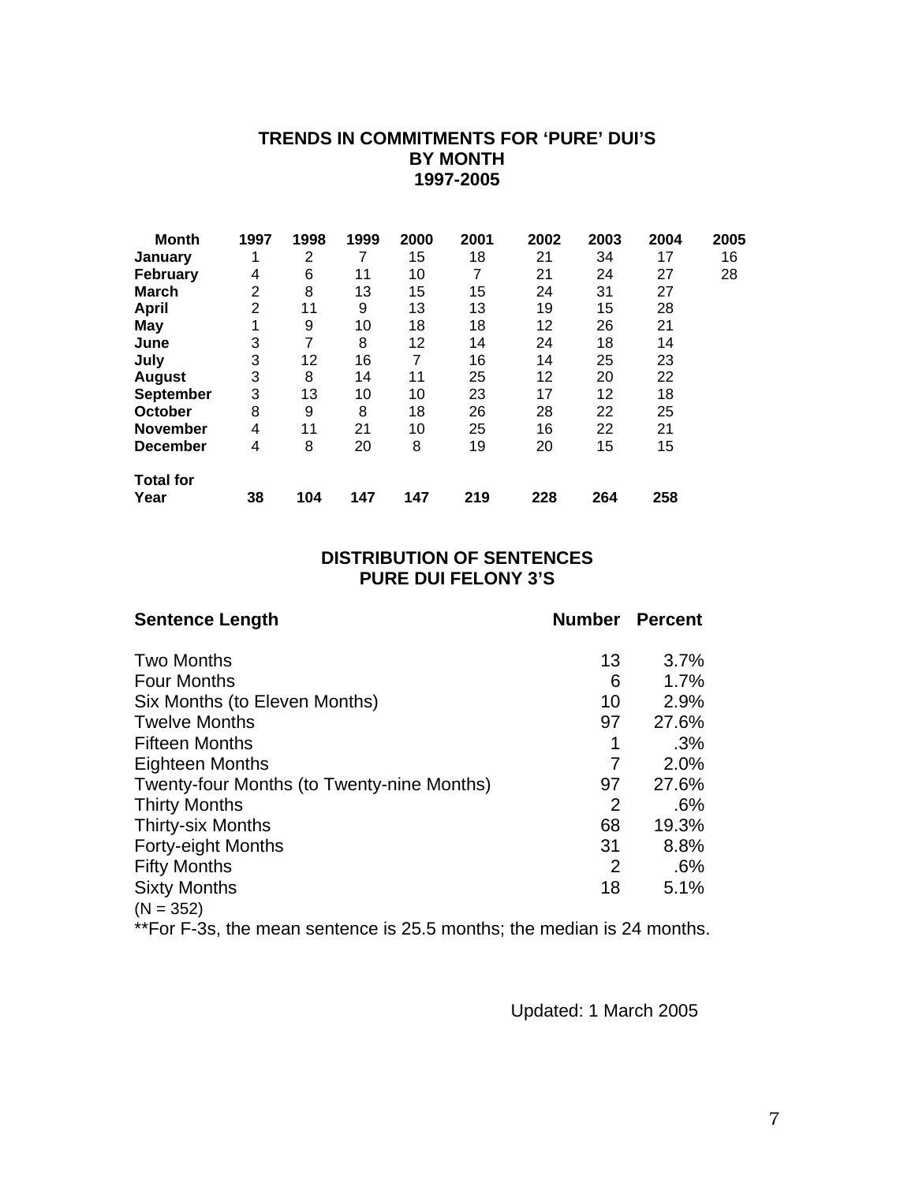## TRENDS IN COMMITMENTS FOR 'PURE' DUI'S
## BY MONTH
## 1997-2005

| Month | 1997 | 1998 | 1999 | 2000 | 2001 | 2002 | 2003 | 2004 | 2005 |
|---|---|---|---|---|---|---|---|---|---|
| January | 1 | 2 | 7 | 15 | 18 | 21 | 34 | 17 | 16 |
| February | 4 | 6 | 11 | 10 | 7 | 21 | 24 | 27 | 28 |
| March | 2 | 8 | 13 | 15 | 15 | 24 | 31 | 27 | |
| April | 2 | 11 | 9 | 13 | 13 | 19 | 15 | 28 | |
| May | 1 | 9 | 10 | 18 | 18 | 12 | 26 | 21 | |
| June | 3 | 7 | 8 | 12 | 14 | 24 | 18 | 14 | |
| July | 3 | 12 | 16 | 7 | 16 | 14 | 25 | 23 | |
| August | 3 | 8 | 14 | 11 | 25 | 12 | 20 | 22 | |
| September | 3 | 13 | 10 | 10 | 23 | 17 | 12 | 18 | |
| October | 8 | 9 | 8 | 18 | 26 | 28 | 22 | 25 | |
| November | 4 | 11 | 21 | 10 | 25 | 16 | 22 | 21 | |
| December | 4 | 8 | 20 | 8 | 19 | 20 | 15 | 15 | |
| **Total for Year** | **38** | **104** | **147** | **147** | **219** | **228** | **264** | **258** | |

## DISTRIBUTION OF SENTENCES
## PURE DUI FELONY 3'S

| Sentence Length | Number | Percent |
|---|---|---|
| Two Months | 13 | 3.7% |
| Four Months | 6 | 1.7% |
| Six Months (to Eleven Months) | 10 | 2.9% |
| Twelve Months | 97 | 27.6% |
| Fifteen Months | 1 | .3% |
| Eighteen Months | 7 | 2.0% |
| Twenty-four Months (to Twenty-nine Months) | 97 | 27.6% |
| Thirty Months | 2 | .6% |
| Thirty-six Months | 68 | 19.3% |
| Forty-eight Months | 31 | 8.8% |
| Fifty Months | 2 | .6% |
| Sixty Months | 18 | 5.1% |

(N = 352)

**For F-3s, the mean sentence is 25.5 months; the median is 24 months.

Updated: 1 March 2005